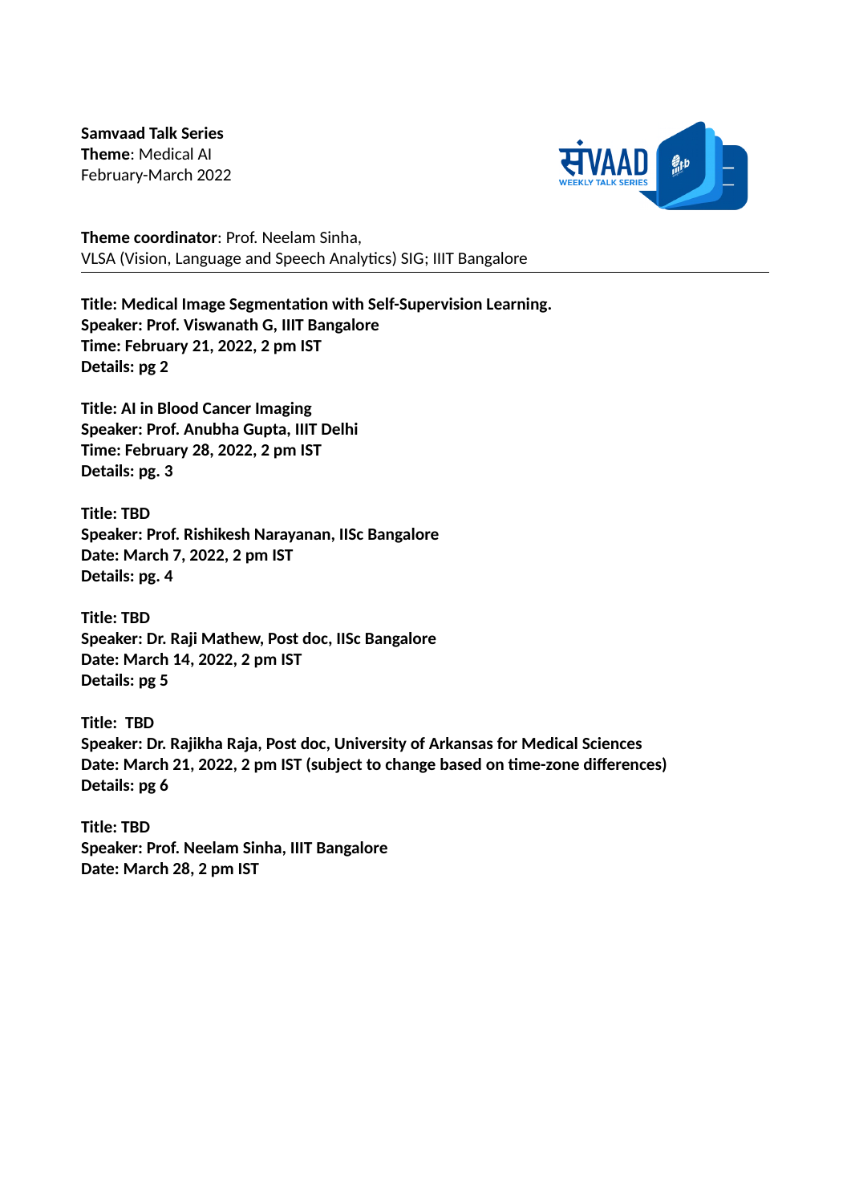**Samvaad Talk Series**
**Theme**: Medical AI
February-March 2022

**Theme coordinator**: Prof. Neelam Sinha,
VLSA (Vision, Language and Speech Analytics) SIG; IIIT Bangalore

---

**Title: Medical Image Segmentation with Self-Supervision Learning.**
**Speaker: Prof. Viswanath G, IIIT Bangalore**
**Time: February 21, 2022, 2 pm IST**
**Details: pg 2**

**Title: AI in Blood Cancer Imaging**
**Speaker: Prof. Anubha Gupta, IIIT Delhi**
**Time: February 28, 2022, 2 pm IST**
**Details: pg. 3**

**Title: TBD**
**Speaker: Prof. Rishikesh Narayanan, IISc Bangalore**
**Date: March 7, 2022, 2 pm IST**
**Details: pg. 4**

**Title: TBD**
**Speaker: Dr. Raji Mathew, Post doc, IISc Bangalore**
**Date: March 14, 2022, 2 pm IST**
**Details: pg 5**

**Title: TBD**
**Speaker: Dr. Rajikha Raja, Post doc, University of Arkansas for Medical Sciences**
**Date: March 21, 2022, 2 pm IST (subject to change based on time-zone differences)**
**Details: pg 6**

**Title: TBD**
**Speaker: Prof. Neelam Sinha, IIIT Bangalore**
**Date: March 28, 2 pm IST**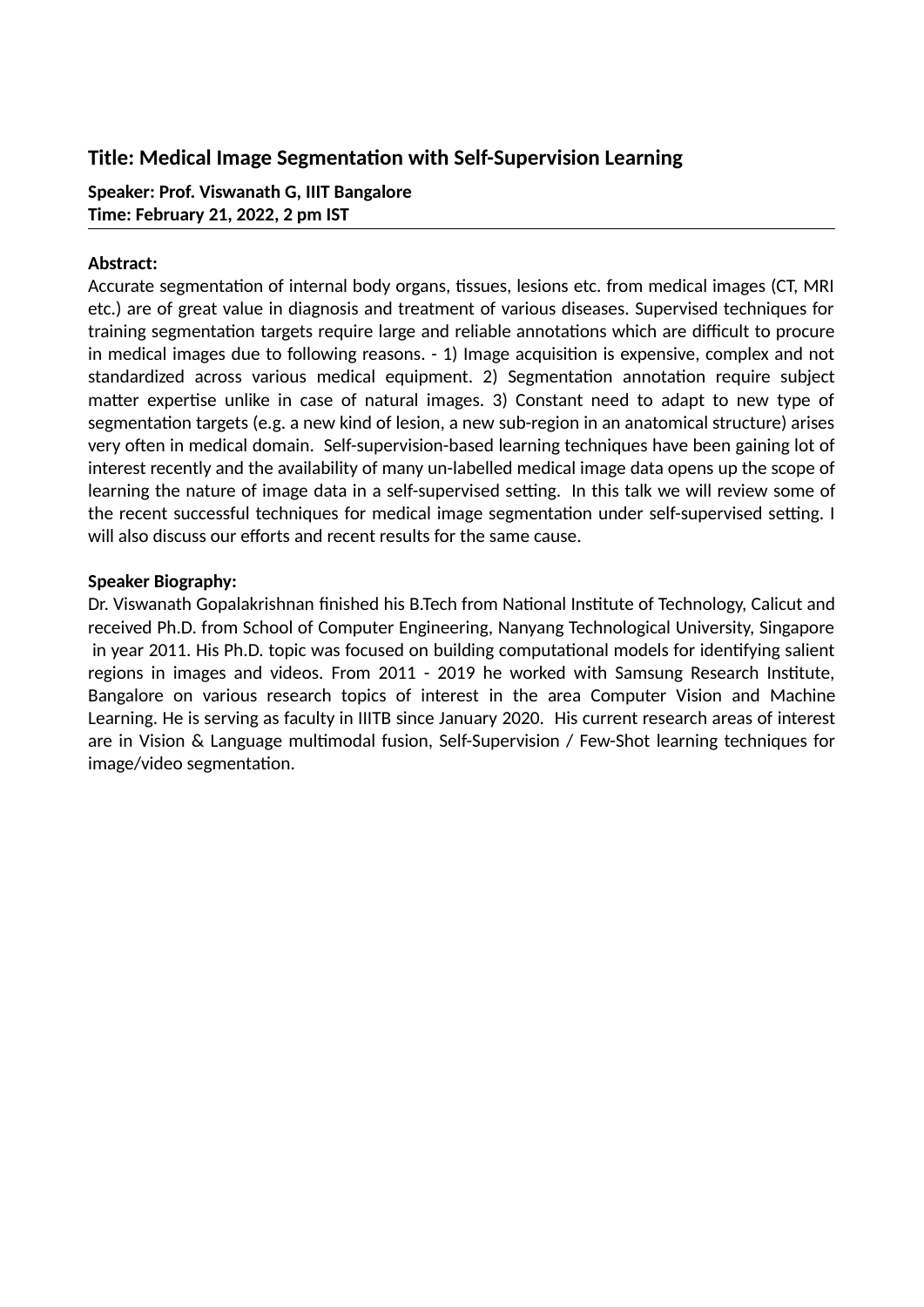## Title: Medical Image Segmentation with Self-Supervision Learning

**Speaker: Prof. Viswanath G, IIIT Bangalore**
**Time: February 21, 2022, 2 pm IST**

---

**Abstract:**

Accurate segmentation of internal body organs, tissues, lesions etc. from medical images (CT, MRI etc.) are of great value in diagnosis and treatment of various diseases. Supervised techniques for training segmentation targets require large and reliable annotations which are difficult to procure in medical images due to following reasons. - 1) Image acquisition is expensive, complex and not standardized across various medical equipment. 2) Segmentation annotation require subject matter expertise unlike in case of natural images. 3) Constant need to adapt to new type of segmentation targets (e.g. a new kind of lesion, a new sub-region in an anatomical structure) arises very often in medical domain. Self-supervision-based learning techniques have been gaining lot of interest recently and the availability of many un-labelled medical image data opens up the scope of learning the nature of image data in a self-supervised setting. In this talk we will review some of the recent successful techniques for medical image segmentation under self-supervised setting. I will also discuss our efforts and recent results for the same cause.

**Speaker Biography:**

Dr. Viswanath Gopalakrishnan finished his B.Tech from National Institute of Technology, Calicut and received Ph.D. from School of Computer Engineering, Nanyang Technological University, Singapore in year 2011. His Ph.D. topic was focused on building computational models for identifying salient regions in images and videos. From 2011 - 2019 he worked with Samsung Research Institute, Bangalore on various research topics of interest in the area Computer Vision and Machine Learning. He is serving as faculty in IIITB since January 2020. His current research areas of interest are in Vision & Language multimodal fusion, Self-Supervision / Few-Shot learning techniques for image/video segmentation.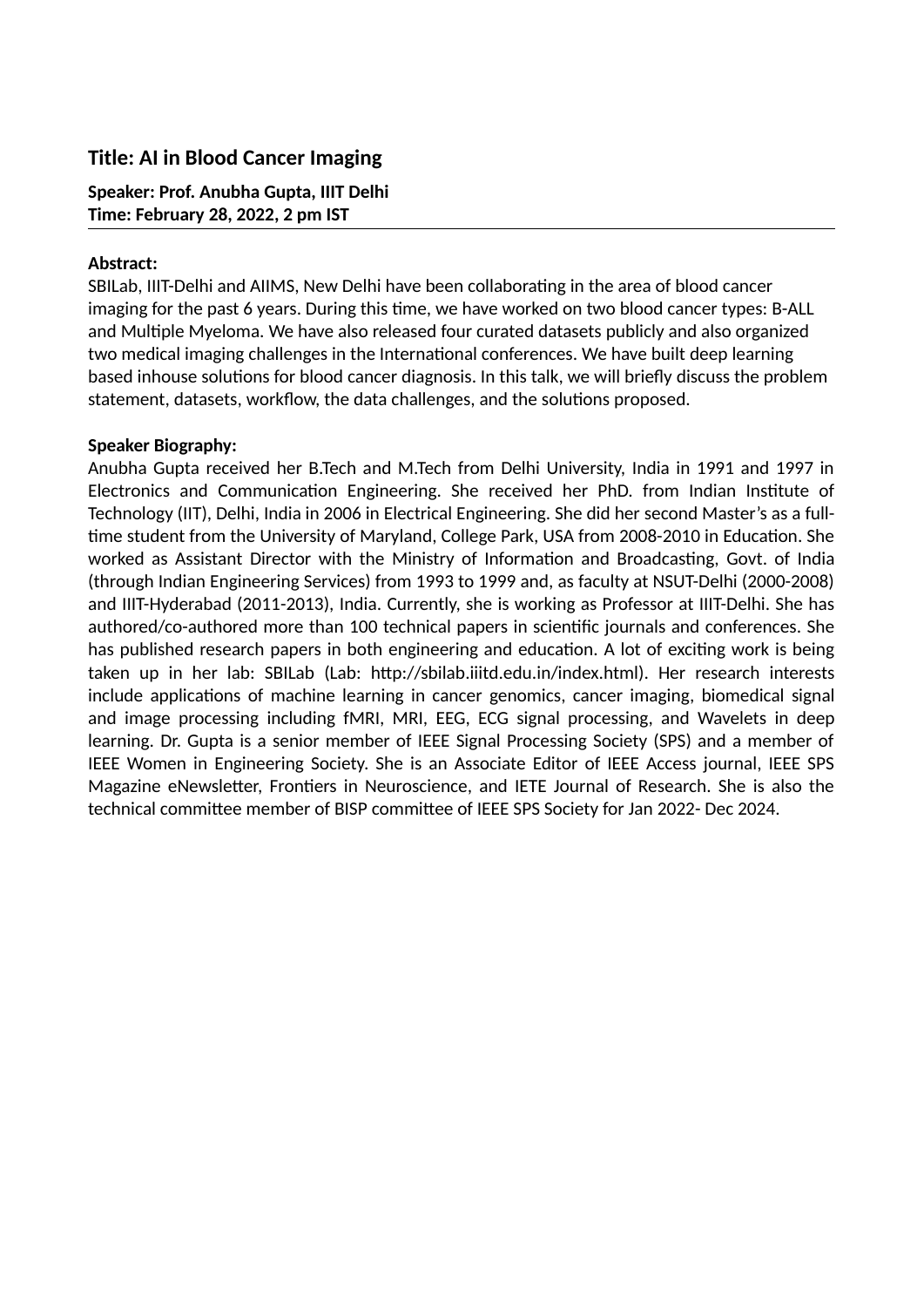## Title: AI in Blood Cancer Imaging

**Speaker: Prof. Anubha Gupta, IIIT Delhi**
**Time: February 28, 2022, 2 pm IST**

---

**Abstract:**
SBILab, IIIT-Delhi and AIIMS, New Delhi have been collaborating in the area of blood cancer imaging for the past 6 years. During this time, we have worked on two blood cancer types: B-ALL and Multiple Myeloma. We have also released four curated datasets publicly and also organized two medical imaging challenges in the International conferences. We have built deep learning based inhouse solutions for blood cancer diagnosis. In this talk, we will briefly discuss the problem statement, datasets, workflow, the data challenges, and the solutions proposed.

**Speaker Biography:**
Anubha Gupta received her B.Tech and M.Tech from Delhi University, India in 1991 and 1997 in Electronics and Communication Engineering. She received her PhD. from Indian Institute of Technology (IIT), Delhi, India in 2006 in Electrical Engineering. She did her second Master's as a full-time student from the University of Maryland, College Park, USA from 2008-2010 in Education. She worked as Assistant Director with the Ministry of Information and Broadcasting, Govt. of India (through Indian Engineering Services) from 1993 to 1999 and, as faculty at NSUT-Delhi (2000-2008) and IIIT-Hyderabad (2011-2013), India. Currently, she is working as Professor at IIIT-Delhi. She has authored/co-authored more than 100 technical papers in scientific journals and conferences. She has published research papers in both engineering and education. A lot of exciting work is being taken up in her lab: SBILab (Lab: http://sbilab.iiitd.edu.in/index.html). Her research interests include applications of machine learning in cancer genomics, cancer imaging, biomedical signal and image processing including fMRI, MRI, EEG, ECG signal processing, and Wavelets in deep learning. Dr. Gupta is a senior member of IEEE Signal Processing Society (SPS) and a member of IEEE Women in Engineering Society. She is an Associate Editor of IEEE Access journal, IEEE SPS Magazine eNewsletter, Frontiers in Neuroscience, and IETE Journal of Research. She is also the technical committee member of BISP committee of IEEE SPS Society for Jan 2022- Dec 2024.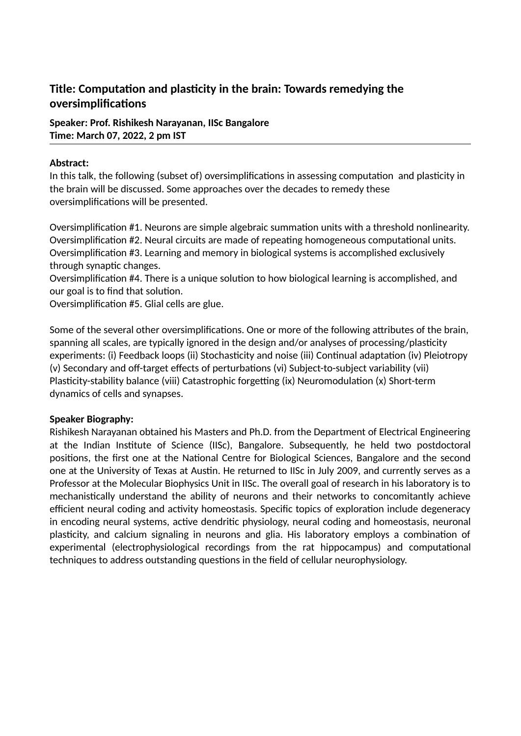## Title: Computation and plasticity in the brain: Towards remedying the oversimplifications

**Speaker: Prof. Rishikesh Narayanan, IISc Bangalore**
**Time: March 07, 2022, 2 pm IST**

---

**Abstract:**
In this talk, the following (subset of) oversimplifications in assessing computation and plasticity in the brain will be discussed. Some approaches over the decades to remedy these oversimplifications will be presented.

Oversimplification #1. Neurons are simple algebraic summation units with a threshold nonlinearity.
Oversimplification #2. Neural circuits are made of repeating homogeneous computational units.
Oversimplification #3. Learning and memory in biological systems is accomplished exclusively through synaptic changes.
Oversimplification #4. There is a unique solution to how biological learning is accomplished, and our goal is to find that solution.
Oversimplification #5. Glial cells are glue.

Some of the several other oversimplifications. One or more of the following attributes of the brain, spanning all scales, are typically ignored in the design and/or analyses of processing/plasticity experiments: (i) Feedback loops (ii) Stochasticity and noise (iii) Continual adaptation (iv) Pleiotropy (v) Secondary and off-target effects of perturbations (vi) Subject-to-subject variability (vii) Plasticity-stability balance (viii) Catastrophic forgetting (ix) Neuromodulation (x) Short-term dynamics of cells and synapses.

**Speaker Biography:**
Rishikesh Narayanan obtained his Masters and Ph.D. from the Department of Electrical Engineering at the Indian Institute of Science (IISc), Bangalore. Subsequently, he held two postdoctoral positions, the first one at the National Centre for Biological Sciences, Bangalore and the second one at the University of Texas at Austin. He returned to IISc in July 2009, and currently serves as a Professor at the Molecular Biophysics Unit in IISc. The overall goal of research in his laboratory is to mechanistically understand the ability of neurons and their networks to concomitantly achieve efficient neural coding and activity homeostasis. Specific topics of exploration include degeneracy in encoding neural systems, active dendritic physiology, neural coding and homeostasis, neuronal plasticity, and calcium signaling in neurons and glia. His laboratory employs a combination of experimental (electrophysiological recordings from the rat hippocampus) and computational techniques to address outstanding questions in the field of cellular neurophysiology.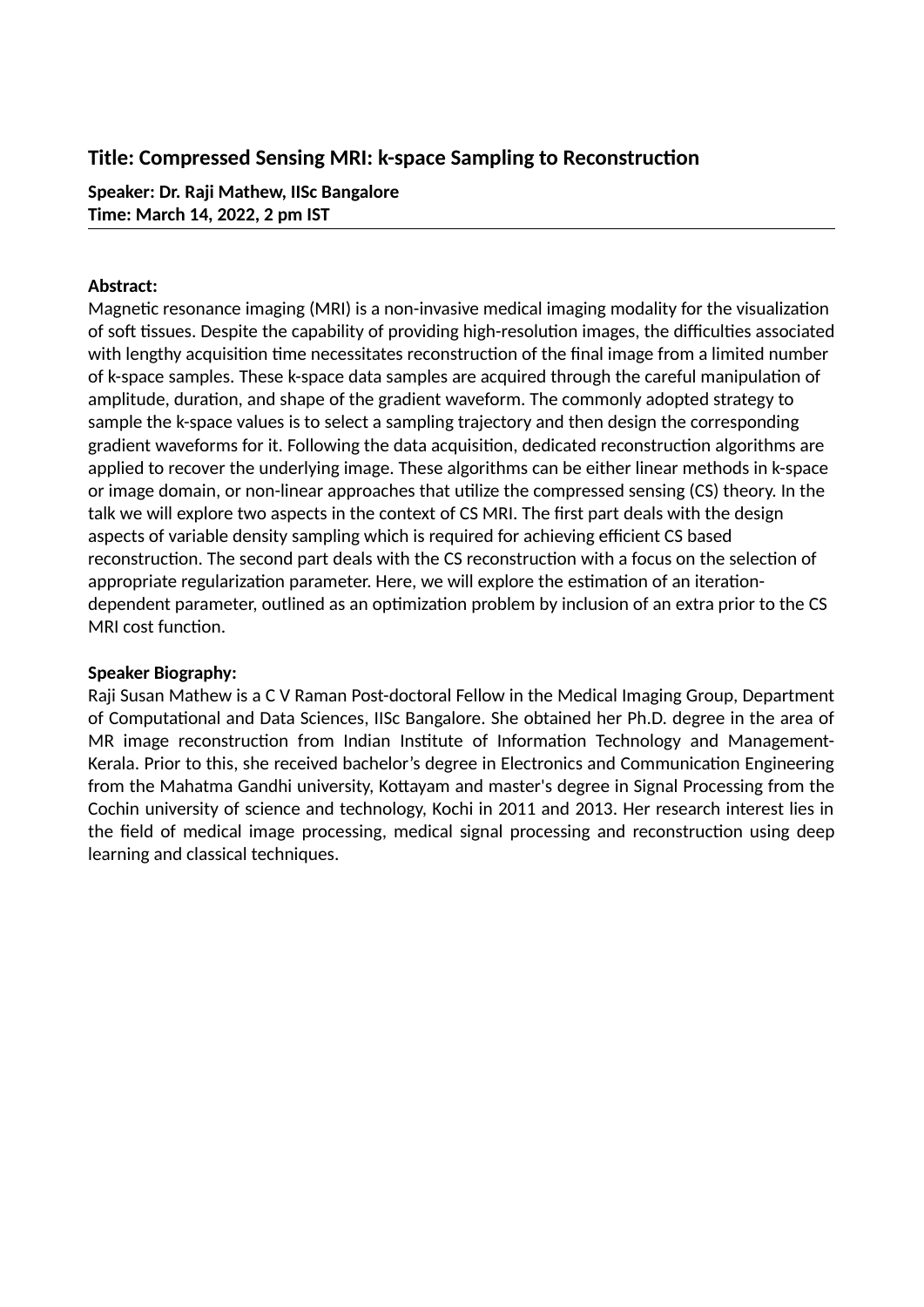### Title: Compressed Sensing MRI: k-space Sampling to Reconstruction

**Speaker: Dr. Raji Mathew, IISc Bangalore**
**Time: March 14, 2022, 2 pm IST**

---

**Abstract:**
Magnetic resonance imaging (MRI) is a non-invasive medical imaging modality for the visualization of soft tissues. Despite the capability of providing high-resolution images, the difficulties associated with lengthy acquisition time necessitates reconstruction of the final image from a limited number of k-space samples. These k-space data samples are acquired through the careful manipulation of amplitude, duration, and shape of the gradient waveform. The commonly adopted strategy to sample the k-space values is to select a sampling trajectory and then design the corresponding gradient waveforms for it. Following the data acquisition, dedicated reconstruction algorithms are applied to recover the underlying image. These algorithms can be either linear methods in k-space or image domain, or non-linear approaches that utilize the compressed sensing (CS) theory. In the talk we will explore two aspects in the context of CS MRI. The first part deals with the design aspects of variable density sampling which is required for achieving efficient CS based reconstruction. The second part deals with the CS reconstruction with a focus on the selection of appropriate regularization parameter. Here, we will explore the estimation of an iteration-dependent parameter, outlined as an optimization problem by inclusion of an extra prior to the CS MRI cost function.

**Speaker Biography:**
Raji Susan Mathew is a C V Raman Post-doctoral Fellow in the Medical Imaging Group, Department of Computational and Data Sciences, IISc Bangalore. She obtained her Ph.D. degree in the area of MR image reconstruction from Indian Institute of Information Technology and Management-Kerala. Prior to this, she received bachelor's degree in Electronics and Communication Engineering from the Mahatma Gandhi university, Kottayam and master's degree in Signal Processing from the Cochin university of science and technology, Kochi in 2011 and 2013. Her research interest lies in the field of medical image processing, medical signal processing and reconstruction using deep learning and classical techniques.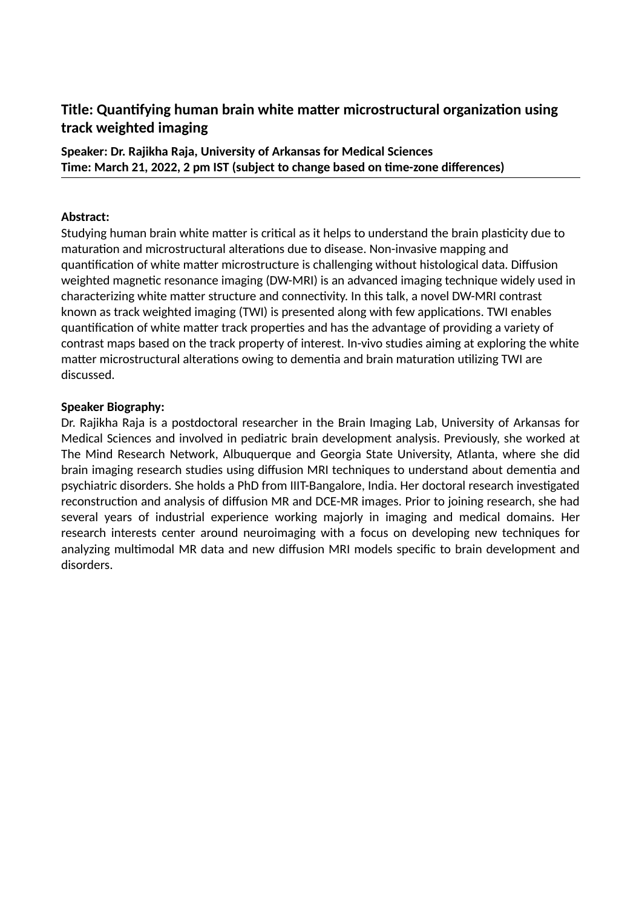**Title: Quantifying human brain white matter microstructural organization using track weighted imaging**

**Speaker: Dr. Rajikha Raja, University of Arkansas for Medical Sciences**
**Time: March 21, 2022, 2 pm IST (subject to change based on time-zone differences)**

---

**Abstract:**
Studying human brain white matter is critical as it helps to understand the brain plasticity due to maturation and microstructural alterations due to disease. Non-invasive mapping and quantification of white matter microstructure is challenging without histological data. Diffusion weighted magnetic resonance imaging (DW-MRI) is an advanced imaging technique widely used in characterizing white matter structure and connectivity. In this talk, a novel DW-MRI contrast known as track weighted imaging (TWI) is presented along with few applications. TWI enables quantification of white matter track properties and has the advantage of providing a variety of contrast maps based on the track property of interest. In-vivo studies aiming at exploring the white matter microstructural alterations owing to dementia and brain maturation utilizing TWI are discussed.

**Speaker Biography:**
Dr. Rajikha Raja is a postdoctoral researcher in the Brain Imaging Lab, University of Arkansas for Medical Sciences and involved in pediatric brain development analysis. Previously, she worked at The Mind Research Network, Albuquerque and Georgia State University, Atlanta, where she did brain imaging research studies using diffusion MRI techniques to understand about dementia and psychiatric disorders. She holds a PhD from IIIT-Bangalore, India. Her doctoral research investigated reconstruction and analysis of diffusion MR and DCE-MR images. Prior to joining research, she had several years of industrial experience working majorly in imaging and medical domains. Her research interests center around neuroimaging with a focus on developing new techniques for analyzing multimodal MR data and new diffusion MRI models specific to brain development and disorders.